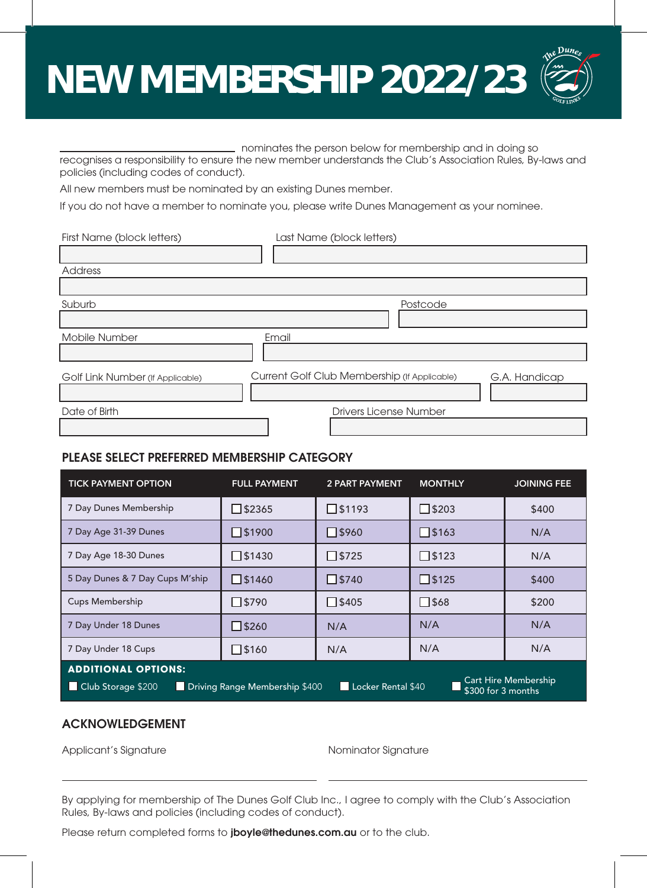# NEW MEMBERSHIP 2022/23

The Dunes Golf Links

_______________________________ nominates the person below for membership and in doing so recognises a responsibility to ensure the new member understands the Club's Association Rules, By-laws and policies (including codes of conduct).

All new members must be nominated by an existing Dunes member.

If you do not have a member to nominate you, please write Dunes Management as your nominee.

First Name (block letters) | Last Name (block letters)

Address

Suburb | Postcode

Mobile Number | Email

Golf Link Number (If Applicable) | Current Golf Club Membership (If Applicable) | G.A. Handicap

Date of Birth | Drivers License Number

## PLEASE SELECT PREFERRED MEMBERSHIP CATEGORY

| TICK PAYMENT OPTION | FULL PAYMENT | 2 PART PAYMENT | MONTHLY | JOINING FEE |
|---|---|---|---|---|
| 7 Day Dunes Membership | ☐ $2365 | ☐ $1193 | ☐ $203 | $400 |
| 7 Day Age 31-39 Dunes | ☐ $1900 | ☐ $960 | ☐ $163 | N/A |
| 7 Day Age 18-30 Dunes | ☐ $1430 | ☐ $725 | ☐ $123 | N/A |
| 5 Day Dunes & 7 Day Cups M'ship | ☐ $1460 | ☐ $740 | ☐ $125 | $400 |
| Cups Membership | ☐ $790 | ☐ $405 | ☐ $68 | $200 |
| 7 Day Under 18 Dunes | ☐ $260 | N/A | N/A | N/A |
| 7 Day Under 18 Cups | ☐ $160 | N/A | N/A | N/A |

**ADDITIONAL OPTIONS:**

☐ Club Storage $200 ☐ Driving Range Membership $400 ☐ Locker Rental $40 ☐ Cart Hire Membership $300 for 3 months

## ACKNOWLEDGEMENT

Applicant's Signature _______________________________

Nominator Signature _______________________________

By applying for membership of The Dunes Golf Club Inc., I agree to comply with the Club's Association Rules, By-laws and policies (including codes of conduct).

Please return completed forms to **jboyle@thedunes.com.au** or to the club.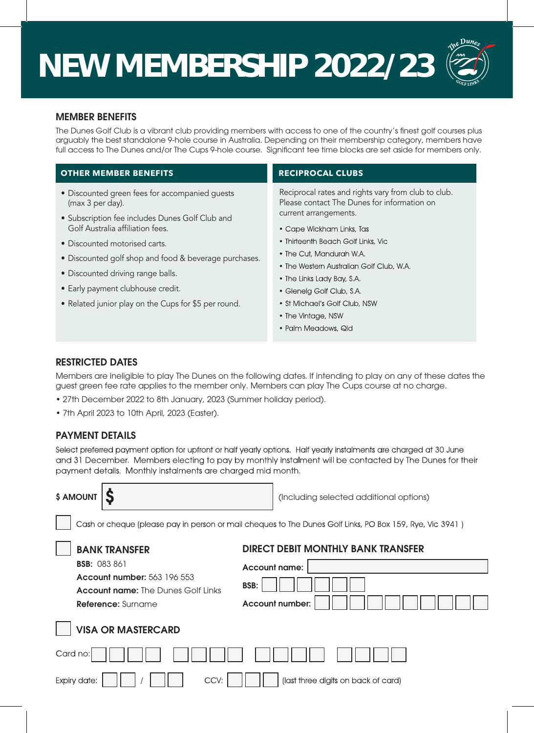# NEW MEMBERSHIP 2022/23

## MEMBER BENEFITS

The Dunes Golf Club is a vibrant club providing members with access to one of the country's finest golf courses plus arguably the best standalone 9-hole course in Australia. Depending on their membership category, members have full access to The Dunes and/or The Cups 9-hole course. Significant tee time blocks are set aside for members only.

### OTHER MEMBER BENEFITS

- Discounted green fees for accompanied guests (max 3 per day).
- Subscription fee includes Dunes Golf Club and Golf Australia affiliation fees.
- Discounted motorised carts.
- Discounted golf shop and food & beverage purchases.
- Discounted driving range balls.
- Early payment clubhouse credit.
- Related junior play on the Cups for $5 per round.

### RECIPROCAL CLUBS

Reciprocal rates and rights vary from club to club. Please contact The Dunes for information on current arrangements.

- Cape Wickham Links, Tas
- Thirteenth Beach Golf Links, Vic
- The Cut, Mandurah W.A.
- The Western Australian Golf Club, W.A.
- The Links Lady Bay, S.A.
- Glenelg Golf Club, S.A.
- St Michael's Golf Club, NSW
- The Vintage, NSW
- Palm Meadows, Qld

## RESTRICTED DATES

Members are ineligible to play The Dunes on the following dates. If intending to play on any of these dates the guest green fee rate applies to the member only. Members can play The Cups course at no charge.

- 27th December 2022 to 8th January, 2023 (Summer holiday period).
- 7th April 2023 to 10th April, 2023 (Easter).

## PAYMENT DETAILS

Select preferred payment option for upfront or half yearly options. Half yearly instalments are charged at 30 June and 31 December. Members electing to pay by monthly instalment will be contacted by The Dunes for their payment details. Monthly instalments are charged mid month.

**$ AMOUNT** $ ________ (Including selected additional options)

☐ Cash or cheque (please pay in person or mail cheques to The Dunes Golf Links, PO Box 159, Rye, Vic 3941 )

☐ **BANK TRANSFER**

**BSB:** 083 861
**Account number:** 563 196 553
**Account name:** The Dunes Golf Links
**Reference:** Surname

**DIRECT DEBIT MONTHLY BANK TRANSFER**

**Account name:** ________
**BSB:** ☐☐☐☐☐☐
**Account number:** ☐☐☐☐☐☐☐☐☐☐

☐ **VISA OR MASTERCARD**

Card no: ☐☐☐☐ ☐☐☐☐ ☐☐☐☐ ☐☐☐☐

Expiry date: ☐☐ / ☐☐ CCV: ☐☐☐ (last three digits on back of card)